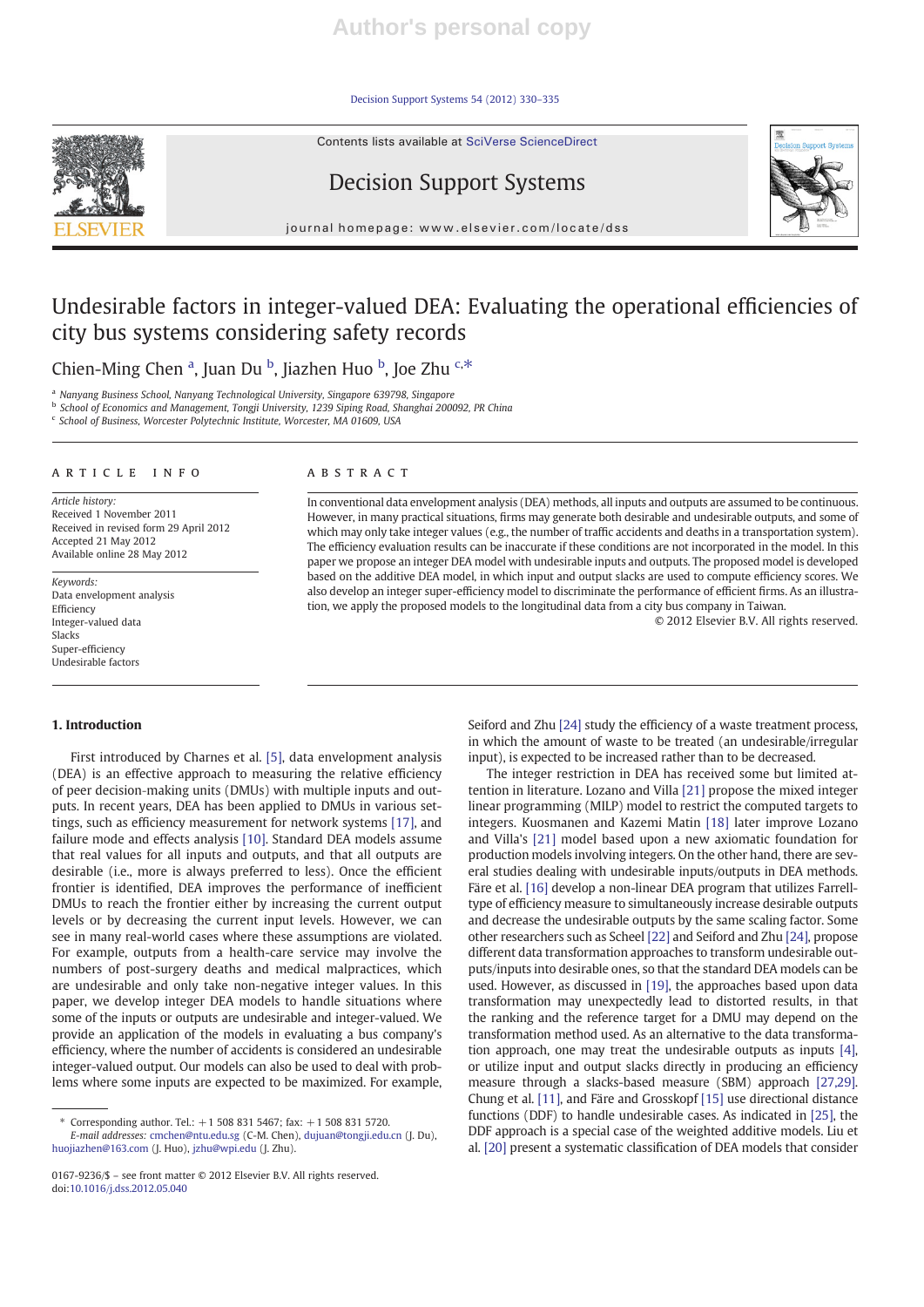# Undesirable factors in integer-valued DEA: Evaluating the operational efficiencies of city bus systems considering safety records

Chien-Ming Chen [a], Juan Du [b], Jiazhen Huo [b], Joe Zhu [c,*]

[a] Nanyang Business School, Nanyang Technological University, Singapore 639798, Singapore
[b] School of Economics and Management, Tongji University, 1239 Siping Road, Shanghai 200092, PR China
[c] School of Business, Worcester Polytechnic Institute, Worcester, MA 01609, USA

## ARTICLE INFO

*Article history:*
Received 1 November 2011
Received in revised form 29 April 2012
Accepted 21 May 2012
Available online 28 May 2012

*Keywords:*
Data envelopment analysis
Efficiency
Integer-valued data
Slacks
Super-efficiency
Undesirable factors

## ABSTRACT

In conventional data envelopment analysis (DEA) methods, all inputs and outputs are assumed to be continuous. However, in many practical situations, firms may generate both desirable and undesirable outputs, and some of which may only take integer values (e.g., the number of traffic accidents and deaths in a transportation system). The efficiency evaluation results can be inaccurate if these conditions are not incorporated in the model. In this paper we propose an integer DEA model with undesirable inputs and outputs. The proposed model is developed based on the additive DEA model, in which input and output slacks are used to compute efficiency scores. We also develop an integer super-efficiency model to discriminate the performance of efficient firms. As an illustration, we apply the proposed models to the longitudinal data from a city bus company in Taiwan.

© 2012 Elsevier B.V. All rights reserved.

## 1. Introduction

First introduced by Charnes et al. [5], data envelopment analysis (DEA) is an effective approach to measuring the relative efficiency of peer decision-making units (DMUs) with multiple inputs and outputs. In recent years, DEA has been applied to DMUs in various settings, such as efficiency measurement for network systems [17], and failure mode and effects analysis [10]. Standard DEA models assume that real values for all inputs and outputs, and that all outputs are desirable (i.e., more is always preferred to less). Once the efficient frontier is identified, DEA improves the performance of inefficient DMUs to reach the frontier either by increasing the current output levels or by decreasing the current input levels. However, we can see in many real-world cases where these assumptions are violated. For example, outputs from a health-care service may involve the numbers of post-surgery deaths and medical malpractices, which are undesirable and only take non-negative integer values. In this paper, we develop integer DEA models to handle situations where some of the inputs or outputs are undesirable and integer-valued. We provide an application of the models in evaluating a bus company's efficiency, where the number of accidents is considered an undesirable integer-valued output. Our models can also be used to deal with problems where some inputs are expected to be maximized. For example, Seiford and Zhu [24] study the efficiency of a waste treatment process, in which the amount of waste to be treated (an undesirable/irregular input), is expected to be increased rather than to be decreased.

The integer restriction in DEA has received some but limited attention in literature. Lozano and Villa [21] propose the mixed integer linear programming (MILP) model to restrict the computed targets to integers. Kuosmanen and Kazemi Matin [18] later improve Lozano and Villa's [21] model based upon a new axiomatic foundation for production models involving integers. On the other hand, there are several studies dealing with undesirable inputs/outputs in DEA methods. Färe et al. [16] develop a non-linear DEA program that utilizes Farrell-type of efficiency measure to simultaneously increase desirable outputs and decrease the undesirable outputs by the same scaling factor. Some other researchers such as Scheel [22] and Seiford and Zhu [24], propose different data transformation approaches to transform undesirable outputs/inputs into desirable ones, so that the standard DEA models can be used. However, as discussed in [19], the approaches based upon data transformation may unexpectedly lead to distorted results, in that the ranking and the reference target for a DMU may depend on the transformation method used. As an alternative to the data transformation approach, one may treat the undesirable outputs as inputs [4], or utilize input and output slacks directly in producing an efficiency measure through a slacks-based measure (SBM) approach [27,29]. Chung et al. [11], and Färe and Grosskopf [15] use directional distance functions (DDF) to handle undesirable cases. As indicated in [25], the DDF approach is a special case of the weighted additive models. Liu et al. [20] present a systematic classification of DEA models that consider

\* Corresponding author. Tel.: +1 508 831 5467; fax: +1 508 831 5720.
*E-mail addresses:* cmchen@ntu.edu.sg (C-M. Chen), dujuan@tongji.edu.cn (J. Du), huojiazhen@163.com (J. Huo), jzhu@wpi.edu (J. Zhu).

0167-9236/$ – see front matter © 2012 Elsevier B.V. All rights reserved.
doi:10.1016/j.dss.2012.05.040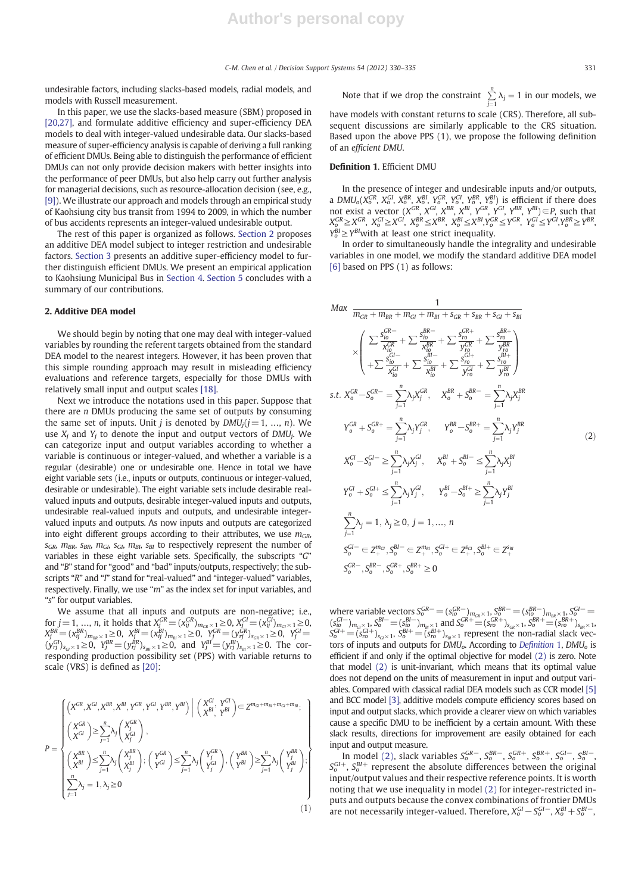undesirable factors, including slacks-based models, radial models, and models with Russell measurement.

In this paper, we use the slacks-based measure (SBM) proposed in [20,27], and formulate additive efficiency and super-efficiency DEA models to deal with integer-valued undesirable data. Our slacks-based measure of super-efficiency analysis is capable of deriving a full ranking of efficient DMUs. Being able to distinguish the performance of efficient DMUs can not only provide decision makers with better insights into the performance of peer DMUs, but also help carry out further analysis for managerial decisions, such as resource-allocation decision (see, e.g., [9]). We illustrate our approach and models through an empirical study of Kaohsiung city bus transit from 1994 to 2009, in which the number of bus accidents represents an integer-valued undesirable output.

The rest of this paper is organized as follows. Section 2 proposes an additive DEA model subject to integer restriction and undesirable factors. Section 3 presents an additive super-efficiency model to further distinguish efficient DMUs. We present an empirical application to Kaohsiung Municipal Bus in Section 4. Section 5 concludes with a summary of our contributions.

## 2. Additive DEA model

We should begin by noting that one may deal with integer-valued variables by rounding the referent targets obtained from the standard DEA model to the nearest integers. However, it has been proven that this simple rounding approach may result in misleading efficiency evaluations and reference targets, especially for those DMUs with relatively small input and output scales [18].

Next we introduce the notations used in this paper. Suppose that there are $n$ DMUs producing the same set of outputs by consuming the same set of inputs. Unit $j$ is denoted by $DMU_j (j = 1, \ldots, n)$. We use $X_j$ and $Y_j$ to denote the input and output vectors of $DMU_j$. We can categorize input and output variables according to whether a variable is continuous or integer-valued, and whether a variable is a regular (desirable) one or undesirable one. Hence in total we have eight variable sets (i.e., inputs or outputs, continuous or integer-valued, desirable or undesirable). The eight variable sets include desirable real-valued inputs and outputs, desirable integer-valued inputs and outputs, undesirable real-valued inputs and outputs, and undesirable integer-valued inputs and outputs. As now inputs and outputs are categorized into eight different groups according to their attributes, we use $m_{GR}$, $s_{GR}$, $m_{BR}$, $s_{BR}$, $m_{GI}$, $s_{GI}$, $m_{BI}$, $s_{BI}$ to respectively represent the number of variables in these eight variable sets. Specifically, the subscripts "$G$" and "$B$" stand for "good" and "bad" inputs/outputs, respectively; the subscripts "$R$" and "$I$" stand for "real-valued" and "integer-valued" variables, respectively. Finally, we use "$m$" as the index set for input variables, and "$s$" for output variables.

We assume that all inputs and outputs are non-negative; i.e., for $j = 1, \ldots, n$, it holds that $X_j^{GR} = (x_{ij}^{GR})_{m_{GR}\times 1} \geq 0$, $X_j^{GI} = (x_{ij}^{GI})_{m_{GI}\times 1} \geq 0$, $X_j^{BR} = (x_{ij}^{BR})_{m_{BR}\times 1} \geq 0$, $X_j^{BI} = (x_{ij}^{BI})_{m_{BI}\times 1} \geq 0$, $Y_j^{GR} = (y_{rj}^{GR})_{s_{GR}\times 1} \geq 0$, $Y_j^{GI} = (y_{rj}^{GI})_{s_{GI}\times 1} \geq 0$, $Y_j^{BR} = (y_{rj}^{BR})_{s_{BR}\times 1} \geq 0$, and $Y_j^{BI} = (y_{rj}^{BI})_{s_{BI}\times 1} \geq 0$. The corresponding production possibility set (PPS) with variable returns to scale (VRS) is defined as [20]:

$$
P = \left\{ \begin{array}{l}
\left(X^{GR}, X^{GI}, X^{BR}, X^{BI}, Y^{GR}, Y^{GI}, Y^{BR}, Y^{BI}\right) \;\middle|\; \begin{pmatrix} X^{GI}, & Y^{GI} \\ X^{BI}, & Y^{BI} \end{pmatrix} \in Z^{m_{GI}+m_{BI}+m_{GI}+m_{BI}}; \\
\begin{pmatrix} X^{GR} \\ X^{GI} \end{pmatrix} \geq \sum_{j=1}^{n} \lambda_j \begin{pmatrix} X_j^{GR} \\ X_j^{GI} \end{pmatrix}, \\
\begin{pmatrix} X^{BR} \\ X^{BI} \end{pmatrix} \leq \sum_{j=1}^{n} \lambda_j \begin{pmatrix} X_j^{BR} \\ X_j^{BI} \end{pmatrix}; \begin{pmatrix} Y^{GR} \\ Y^{GI} \end{pmatrix} \leq \sum_{j=1}^{n} \lambda_j \begin{pmatrix} Y_j^{GR} \\ Y_j^{GI} \end{pmatrix}, \begin{pmatrix} Y^{BR} \\ Y^{BI} \end{pmatrix} \geq \sum_{j=1}^{n} \lambda_j \begin{pmatrix} Y_j^{BR} \\ Y_j^{BI} \end{pmatrix}; \\
\sum_{j=1}^{n} \lambda_j = 1, \lambda_j \geq 0
\end{array} \right\} \tag{1}
$$

Note that if we drop the constraint $\sum_{j=1}^{n} \lambda_j = 1$ in our models, we have models with constant returns to scale (CRS). Therefore, all subsequent discussions are similarly applicable to the CRS situation. Based upon the above PPS (1), we propose the following definition of an *efficient DMU*.

**Definition 1**. Efficient DMU

In the presence of integer and undesirable inputs and/or outputs, a $DMU_o(X_o^{GR}, X_o^{GI}, X_o^{BR}, X_o^{BI}, Y_o^{GR}, Y_o^{GI}, Y_o^{BR}, Y_o^{BI})$ is efficient if there does not exist a vector $(X^{GR}, X^{GI}, X^{BR}, X^{BI}, Y^{GR}, Y^{GI}, Y^{BR}, Y^{BI}) \in P$, such that $X_o^{GR} \geq X^{GR}$, $X_o^{GI} \geq X^{GI}$, $X_o^{BR} \leq X^{BR}$, $X_o^{BI} \leq X^{BI}$, $Y_o^{GR} \leq Y^{GR}$, $Y_o^{GI} \leq Y^{GI}$, $Y_o^{BR} \geq Y^{BR}$, $Y_o^{BI} \geq Y^{BI}$ with at least one strict inequality.

In order to simultaneously handle the integrality and undesirable variables in one model, we modify the standard additive DEA model [6] based on PPS (1) as follows:

$$
\begin{aligned}
Max \;& \frac{1}{m_{GR}+m_{BR}+m_{GI}+m_{BI}+s_{GR}+s_{BR}+s_{GI}+s_{BI}} \\
& \times \begin{pmatrix} \sum \frac{s_{io}^{GR-}}{x_{io}^{GR}} + \sum \frac{s_{io}^{BR-}}{x_{io}^{BR}} + \sum \frac{s_{ro}^{GR+}}{y_{ro}^{GR}} + \sum \frac{s_{ro}^{BR+}}{y_{ro}^{BR}} \\ + \sum \frac{s_{io}^{GI-}}{x_{io}^{GI}} + \sum \frac{s_{io}^{BI-}}{x_{io}^{BI}} + \sum \frac{s_{ro}^{GI+}}{y_{ro}^{GI}} + \sum \frac{s_{ro}^{BI+}}{y_{ro}^{BI}} \end{pmatrix} \\
s.t. \;& X_o^{GR} - S_o^{GR-} = \sum_{j=1}^{n} \lambda_j X_j^{GR}, \quad X_o^{BR} + S_o^{BR-} = \sum_{j=1}^{n} \lambda_j X_j^{BR} \\
& Y_o^{GR} + S_o^{GR+} = \sum_{j=1}^{n} \lambda_j Y_j^{GR}, \quad Y_o^{BR} - S_o^{BR+} = \sum_{j=1}^{n} \lambda_j Y_j^{BR} \\
& X_o^{GI} - S_o^{GI-} \geq \sum_{j=1}^{n} \lambda_j X_j^{GI}, \quad X_o^{BI} + S_o^{BI-} \leq \sum_{j=1}^{n} \lambda_j X_j^{BI} \\
& Y_o^{GI} + S_o^{GI+} \leq \sum_{j=1}^{n} \lambda_j Y_j^{GI}, \quad Y_o^{BI} - S_o^{BI+} \geq \sum_{j=1}^{n} \lambda_j Y_j^{BI} \\
& \sum_{j=1}^{n} \lambda_j = 1, \; \lambda_j \geq 0, \; j = 1, \ldots, n \\
& S_o^{GI-} \in Z_+^{m_{GI}}, S_o^{BI-} \in Z_+^{m_{BI}}, S_o^{GI+} \in Z_+^{s_{GI}}, S_o^{BI+} \in Z_+^{s_{BI}} \\
& S_o^{GR-}, S_o^{BR-}, S_o^{GR+}, S_o^{BR+} \geq 0
\end{aligned} \tag{2}
$$

where variable vectors $S_o^{GR-} = (s_{io}^{GR-})_{m_{GR}\times 1}$, $S_o^{BR-} = (s_{io}^{BR-})_{m_{BR}\times 1}$, $S_o^{GI-} = (s_{io}^{GI-})_{m_{GI}\times 1}$, $S_o^{BI-} = (s_{io}^{BI-})_{m_{BI}\times 1}$ and $S_o^{GR+} = (s_{ro}^{GR+})_{s_{GR}\times 1}$, $S_o^{BR+} = (s_{ro}^{BR+})_{s_{BR}\times 1}$, $S_o^{GI+} = (s_{ro}^{GI+})_{s_{GI}\times 1}$, $S_o^{BI+} = (s_{ro}^{BI+})_{s_{BI}\times 1}$ represent the non-radial slack vectors of inputs and outputs for $DMU_o$. According to *Definition 1*, $DMU_o$ is efficient if and only if the optimal objective for model (2) is zero. Note that model (2) is unit-invariant, which means that its optimal value does not depend on the units of measurement in input and output variables. Compared with classical radial DEA models such as CCR model [5] and BCC model [3], additive models compute efficiency scores based on input and output slacks, which provide a clearer view on which variables cause a specific DMU to be inefficient by a certain amount. With these slack results, directions for improvement are easily obtained for each input and output measure.

In model (2), slack variables $S_o^{GR-}$, $S_o^{BR-}$, $S_o^{GR+}$, $S_o^{BR+}$, $S_o^{GI-}$, $S_o^{BI-}$, $S_o^{GI+}$, $S_o^{BI+}$ represent the absolute differences between the original input/output values and their respective reference points. It is worth noting that we use inequality in model (2) for integer-restricted inputs and outputs because the convex combinations of frontier DMUs are not necessarily integer-valued. Therefore, $X_o^{GI} - S_o^{GI-}$, $X_o^{BI} + S_o^{BI-}$,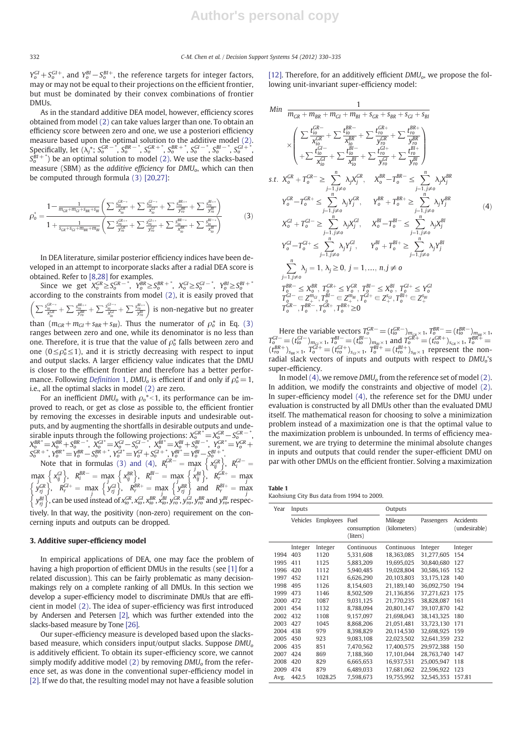$Y_o^{GI}+S_o^{GI+}$, and $Y_o^{BI}-S_o^{BI+}$, the reference targets for integer factors, may or may not be equal to their projections on the efficient frontier, but must be dominated by their convex combinations of frontier DMUs.

As in the standard additive DEA model, however, efficiency scores obtained from model (2) can take values larger than one. To obtain an efficiency score between zero and one, we use a posteriori efficiency measure based upon the optimal solution to the additive model (2). Specifically, let ($\lambda_j^*$; $S_o^{GR-*}$, $S_o^{BR-*}$, $S_o^{GR+*}$, $S_o^{BR+*}$, $S_o^{GI-*}$, $S_o^{BI-*}$, $S_o^{GI+*}$, $S_o^{BI+*}$) be an optimal solution to model (2). We use the slacks-based measure (SBM) as the *additive efficiency* for $DMU_o$, which can then be computed through formula (3) [20,27]:

$$\rho_o^* = \frac{1-\frac{1}{m_{GR}+m_{GI}+s_{BR}+s_{BI}}\left(\sum\frac{s_{io}^{GR-*}}{x_{io}^{GR}}+\sum\frac{s_{io}^{GI-*}}{x_{io}^{GI}}+\sum\frac{s_{ro}^{BR+*}}{y_{ro}^{BR}}+\sum\frac{s_{ro}^{BI+*}}{y_{ro}^{BI}}\right)}{1+\frac{1}{s_{GR}+s_{GI}+m_{BR}+m_{BI}}\left(\sum\frac{s_{ro}^{GR+*}}{y_{ro}^{GR}}+\sum\frac{s_{ro}^{GI+*}}{y_{ro}^{GI}}+\sum\frac{s_{io}^{BR-*}}{x_{io}^{BR}}+\sum\frac{s_{io}^{BI-*}}{x_{io}^{BI}}\right)} \tag{3}$$

In DEA literature, similar posterior efficiency indices have been developed in an attempt to incorporate slacks after a radial DEA score is obtained. Refer to [8,28] for examples.

Since we get $X_o^{GR}\ge S_o^{GR-*}$, $Y_o^{BR}\ge S_o^{BR+*}$, $X_o^{GI}\ge S_o^{GI-*}$, $Y_o^{BI}\ge S_o^{BI+*}$ according to the constraints from model (2), it is easily proved that $\left(\sum\frac{s_{io}^{GR-*}}{x_{io}^{GR}}+\sum\frac{s_{ro}^{BR+*}}{y_{ro}^{BR}}+\sum\frac{s_{io}^{GI-*}}{x_{io}^{GI}}+\sum\frac{s_{ro}^{BI+*}}{y_{ro}^{BI}}\right)$ is non-negative but no greater than $(m_{GR}+m_{GI}+s_{BR}+s_{BI})$. Thus the numerator of $\rho_o^*$ in Eq. (3) ranges between zero and one, while its denominator is no less than one. Therefore, it is true that the value of $\rho_o^*$ falls between zero and one ($0\le\rho_o^*\le 1$), and it is strictly decreasing with respect to input and output slacks. A larger efficiency value indicates that the DMU is closer to the efficient frontier and therefore has a better performance. Following *Definition* 1, $DMU_o$ is efficient if and only if $\rho_o^*=1$, i.e., all the optimal slacks in model (2) are zero.

For an inefficient $DMU_o$ with $\rho_o^*<1$, its performance can be improved to reach, or get as close as possible to, the efficient frontier by removing the excesses in desirable inputs and undesirable outputs, and by augmenting the shortfalls in desirable outputs and undesirable inputs through the following projections: $X_o^{GR*}=X_o^{GR}-S_o^{GR-*}$, $X_o^{BR*}=X_o^{BR}+S_o^{BR-*}$, $X_o^{GI*}=X_o^{GI}-S_o^{GI-*}$, $X_o^{BI*}=X_o^{BI}+S_o^{BI-*}$, $Y_o^{GR*}=Y_o^{GR}+S_o^{GR+*}$, $Y_o^{BR*}=Y_o^{BR}-S_o^{BR+*}$, $Y_o^{GI*}=Y_o^{GI}+S_o^{GI+*}$, $Y_o^{BI*}=Y_o^{BI}-S_o^{BI+*}$.

Note that in formulas (3) and (4), $R_i^{GR-}=\max_j\left\{x_{ij}^{GR}\right\}$, $R_i^{GI-}=\max_j\left\{x_{ij}^{GI}\right\}$, $R_i^{BR-}=\max_j\left\{x_{ij}^{BR}\right\}$, $R_i^{BI-}=\max_j\left\{x_{ij}^{BI}\right\}$, $R_r^{GR+}=\max_j\left\{y_{rj}^{GR}\right\}$, $R_r^{GI+}=\max_j\left\{y_{rj}^{GI}\right\}$, $R_r^{BR+}=\max_j\left\{y_{rj}^{BR}\right\}$ and $R_r^{BI+}=\max_j\left\{y_{rj}^{BI}\right\}$, can be used instead of $x_{io}^{GR}, x_{io}^{GI}, x_{io}^{BR}, x_{io}^{BI}, y_{ro}^{GR}, y_{ro}^{GI}, y_{ro}^{BR}$ and $y_{ro}^{BI}$, respectively. In that way, the positivity (non-zero) requirement on the concerning inputs and outputs can be dropped.

## 3. Additive super-efficiency model

In empirical applications of DEA, one may face the problem of having a high proportion of efficient DMUs in the results (see [1] for a related discussion). This can be fairly problematic as many decision-makings rely on a complete ranking of all DMUs. In this section we develop a super-efficiency model to discriminate DMUs that are efficient in model (2). The idea of super-efficiency was first introduced by Andersen and Petersen [2], which was further extended into the slacks-based measure by Tone [26].

Our super-efficiency measure is developed based upon the slacks-based measure, which considers input/output slacks. Suppose $DMU_o$ is additively efficient. To obtain its super-efficiency score, we cannot simply modify additive model (2) by removing $DMU_o$ from the reference set, as was done in the conventional super-efficiency model in [2]. If we do that, the resulting model may not have a feasible solution [12]. Therefore, for an additively efficient $DMU_o$, we propose the following unit-invariant super-efficiency model:

$$\begin{aligned}
Min\ & \frac{1}{m_{GR}+m_{BR}+m_{GI}+m_{BI}+s_{GR}+s_{BR}+s_{GI}+s_{BI}} \\
& \times\left(\begin{array}{l}\sum\frac{t_{io}^{GR-}}{x_{io}^{GR}}+\sum\frac{t_{io}^{BR-}}{x_{io}^{BR}}+\sum\frac{t_{ro}^{GR+}}{y_{ro}^{GR}}+\sum\frac{t_{ro}^{BR+}}{y_{ro}^{BR}} \\ +\sum\frac{t_{io}^{GI-}}{x_{io}^{GI}}+\sum\frac{t_{io}^{BI-}}{x_{io}^{BI}}+\sum\frac{t_{ro}^{GI+}}{y_{ro}^{GI}}+\sum\frac{t_{ro}^{BI+}}{y_{ro}^{BI}}\end{array}\right) \\
s.t.\ & X_o^{GR}+T_o^{GR-}\ge\sum_{j=1,j\ne o}^n\lambda_jX_j^{GR}, \quad X_o^{BR}-T_o^{BR-}\le\sum_{j=1,j\ne o}^n\lambda_jX_j^{BR} \\
& Y_o^{GR}-T_o^{GR+}\le\sum_{j=1,j\ne o}^n\lambda_jY_j^{GR}, \quad Y_o^{BR}+T_o^{BR+}\ge\sum_{j=1,j\ne o}^n\lambda_jY_j^{BR} \\
& X_o^{GI}+T_o^{GI-}\ge\sum_{j=1,j\ne o}^n\lambda_jX_j^{GI}, \quad X_o^{BI}-T_o^{BI-}\le\sum_{j=1,j\ne o}^n\lambda_jX_j^{BI} \\
& Y_o^{GI}-T_o^{GI+}\le\sum_{j=1,j\ne o}^n\lambda_jY_j^{GI}, \quad Y_o^{BI}+T_o^{BI+}\ge\sum_{j=1,j\ne o}^n\lambda_jY_j^{BI} \\
& \sum_{j=1,j\ne o}^n\lambda_j=1,\ \lambda_j\ge 0,\ j=1,\ldots,n, j\ne o \\
& T_o^{BR-}\le X_o^{BR},\ T_o^{GR+}\le Y_o^{GR},\ T_o^{BI-}\le X_o^{BI},\ T_o^{GI+}\le Y_o^{GI} \\
& T_o^{GI-}\in Z_+^{m_{GI}}, T_o^{BI-}\in Z_+^{m_{BI}}, T_o^{GI+}\in Z_+^{s_{GI}}, T_o^{BI+}\in Z_+^{s_{BI}} \\
& T_o^{GR-}, T_o^{BR-}, T_o^{GR+}, T_o^{BR+}\ge 0
\end{aligned} \tag{4}$$

Here the variable vectors $T_o^{GR-}=(t_{io}^{GR-})_{m_{GR}\times 1}$, $T_o^{BR-}=(t_{io}^{BR-})_{m_{BR}\times 1}$, $T_o^{GI-}=(t_{io}^{GI-})_{m_{GI}\times 1}$, $T_o^{BI-}=(t_{io}^{BI-})_{m_{BI}\times 1}$ and $T_o^{GR+}=(t_{ro}^{GR+})_{s_{GR}\times 1}$, $T_o^{BR+}=(t_{ro}^{BR+})_{s_{BR}\times 1}$, $T_o^{GI+}=(t_{ro}^{GI+})_{s_{GI}\times 1}$, $T_o^{BI+}=(t_{ro}^{BI+})_{s_{BI}\times 1}$ represent the non-radial slack vectors of inputs and outputs with respect to $DMU_o$'s super-efficiency.

In model (4), we remove $DMU_o$ from the reference set of model (2). In addition, we modify the constraints and objective of model (2). In super-efficiency model (4), the reference set for the DMU under evaluation is constructed by all DMUs other than the evaluated DMU itself. The mathematical reason for choosing to solve a minimization problem instead of a maximization one is that the optimal value to the maximization problem is unbounded. In terms of efficiency measurement, we are trying to determine the minimal absolute changes in inputs and outputs that could render the super-efficient DMU on par with other DMUs on the efficient frontier. Solving a maximization

**Table 1**
Kaohsiung City Bus data from 1994 to 2009.

| Year | Inputs | | | Outputs | | |
|---|---|---|---|---|---|---|
| | Vehicles | Employees | Fuel consumption (liters) | Mileage (kilometers) | Passengers | Accidents (undesirable) |
| | Integer | Integer | Continuous | Continuous | Integer | Integer |
| 1994 | 403 | 1120 | 5,331,608 | 18,363,085 | 31,277,605 | 154 |
| 1995 | 411 | 1125 | 5,883,209 | 19,695,025 | 30,840,680 | 127 |
| 1996 | 420 | 1112 | 5,940,485 | 19,028,804 | 30,586,165 | 152 |
| 1997 | 452 | 1121 | 6,626,290 | 20,103,803 | 33,175,128 | 140 |
| 1998 | 495 | 1126 | 8,154,603 | 21,189,140 | 36,092,750 | 194 |
| 1999 | 473 | 1146 | 8,502,509 | 21,136,856 | 37,271,623 | 175 |
| 2000 | 472 | 1087 | 9,031,125 | 21,770,235 | 38,828,087 | 161 |
| 2001 | 454 | 1132 | 8,788,094 | 20,801,147 | 39,107,870 | 142 |
| 2002 | 432 | 1108 | 9,157,097 | 21,698,043 | 38,143,325 | 180 |
| 2003 | 427 | 1045 | 8,868,206 | 21,051,481 | 33,723,130 | 171 |
| 2004 | 438 | 979 | 8,398,829 | 20,114,530 | 32,698,925 | 159 |
| 2005 | 450 | 923 | 9,083,108 | 22,023,502 | 32,641,359 | 232 |
| 2006 | 411 | 851 | 7,470,562 | 17,400,575 | 29,972,388 | 150 |
| 2007 | 424 | 869 | 7,188,360 | 17,101,044 | 28,763,740 | 147 |
| 2008 | 420 | 829 | 6,665,653 | 16,937,531 | 25,005,947 | 118 |
| 2009 | 474 | 879 | 6,489,033 | 17,681,062 | 22,596,922 | 123 |
| Avg. | 442.5 | 1028.25 | 7,598,673 | 19,755,992 | 32,545,353 | 157.81 |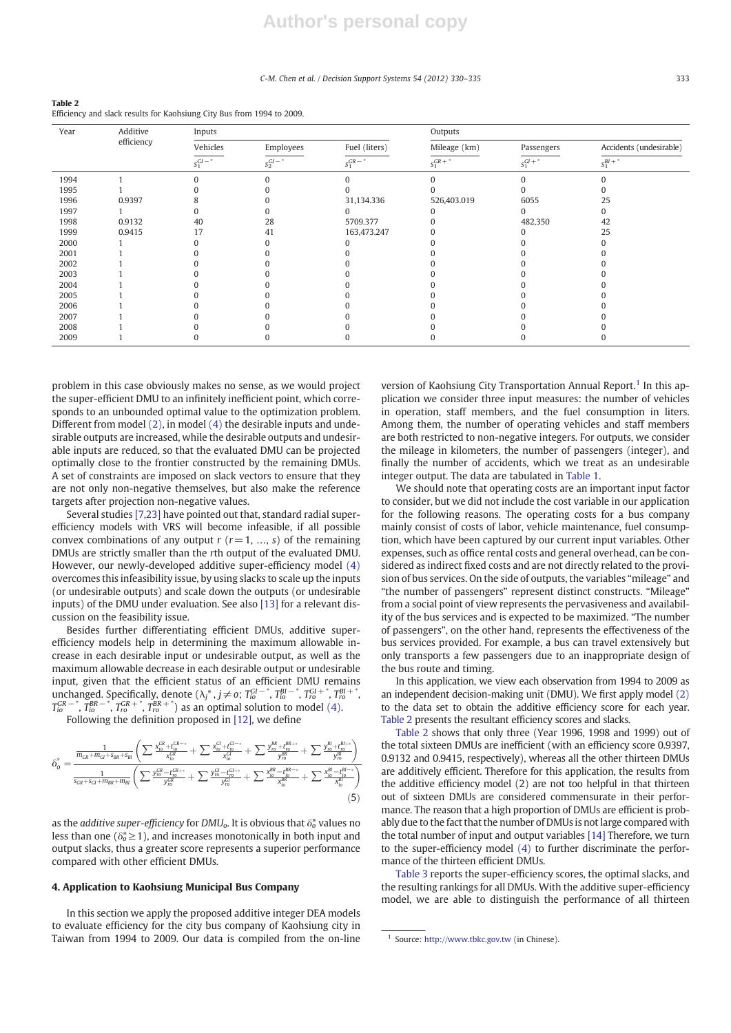**Table 2**
Efficiency and slack results for Kaohsiung City Bus from 1994 to 2009.

| Year | Additive efficiency | Inputs | | | Outputs | | |
|---|---|---|---|---|---|---|---|
| | | Vehicles | Employees | Fuel (liters) | Mileage (km) | Passengers | Accidents (undesirable) |
| | | $s_1^{GI-*}$ | $s_2^{GI-*}$ | $s_1^{GR-*}$ | $s_1^{GR+*}$ | $s_1^{GI+*}$ | $s_1^{BI+*}$ |
| 1994 | 1 | 0 | 0 | 0 | 0 | 0 | 0 |
| 1995 | 1 | 0 | 0 | 0 | 0 | 0 | 0 |
| 1996 | 0.9397 | 8 | 0 | 31,134.336 | 526,403.019 | 6055 | 25 |
| 1997 | 1 | 0 | 0 | 0 | 0 | 0 | 0 |
| 1998 | 0.9132 | 40 | 28 | 5709.377 | 0 | 482,350 | 42 |
| 1999 | 0.9415 | 17 | 41 | 163,473.247 | 0 | 0 | 25 |
| 2000 | 1 | 0 | 0 | 0 | 0 | 0 | 0 |
| 2001 | 1 | 0 | 0 | 0 | 0 | 0 | 0 |
| 2002 | 1 | 0 | 0 | 0 | 0 | 0 | 0 |
| 2003 | 1 | 0 | 0 | 0 | 0 | 0 | 0 |
| 2004 | 1 | 0 | 0 | 0 | 0 | 0 | 0 |
| 2005 | 1 | 0 | 0 | 0 | 0 | 0 | 0 |
| 2006 | 1 | 0 | 0 | 0 | 0 | 0 | 0 |
| 2007 | 1 | 0 | 0 | 0 | 0 | 0 | 0 |
| 2008 | 1 | 0 | 0 | 0 | 0 | 0 | 0 |
| 2009 | 1 | 0 | 0 | 0 | 0 | 0 | 0 |

problem in this case obviously makes no sense, as we would project the super-efficient DMU to an infinitely inefficient point, which corresponds to an unbounded optimal value to the optimization problem. Different from model (2), in model (4) the desirable inputs and undesirable outputs are increased, while the desirable outputs and undesirable inputs are reduced, so that the evaluated DMU can be projected optimally close to the frontier constructed by the remaining DMUs. A set of constraints are imposed on slack vectors to ensure that they are not only non-negative themselves, but also make the reference targets after projection non-negative values.

Several studies [7,23] have pointed out that, standard radial super-efficiency models with VRS will become infeasible, if all possible convex combinations of any output $r$ $(r = 1, \ldots, s)$ of the remaining DMUs are strictly smaller than the rth output of the evaluated DMU. However, our newly-developed additive super-efficiency model (4) overcomes this infeasibility issue, by using slacks to scale up the inputs (or undesirable outputs) and scale down the outputs (or undesirable inputs) of the DMU under evaluation. See also [13] for a relevant discussion on the feasibility issue.

Besides further differentiating efficient DMUs, additive super-efficiency models help in determining the maximum allowable increase in each desirable input or undesirable output, as well as the maximum allowable decrease in each desirable output or undesirable input, given that the efficient status of an efficient DMU remains unchanged. Specifically, denote $(\lambda_j^*, j \neq o;\ T_{io}^{GI-*}, T_{io}^{BI-*}, T_{ro}^{GI+*}, T_{ro}^{BI+*}, T_{io}^{GR-*}, T_{io}^{BR-*}, T_{ro}^{GR+*}, T_{ro}^{BR+*})$ as an optimal solution to model (4).

Following the definition proposed in [12], we define

$$\delta_o^* = \frac{\frac{1}{m_{GR}+m_{GI}+s_{BR}+s_{BI}}\left(\sum \frac{x_{io}^{GR}+t_{io}^{GR-*}}{x_{io}^{GR}} + \sum \frac{x_{io}^{GI}+t_{io}^{GI-*}}{x_{io}^{GI}} + \sum \frac{y_{ro}^{BR}+t_{ro}^{BR+*}}{y_{ro}^{BR}} + \sum \frac{y_{ro}^{BI}+t_{ro}^{BI+*}}{y_{ro}^{BI}}\right)}{\frac{1}{s_{GR}+s_{GI}+m_{BR}+m_{BI}}\left(\sum \frac{y_{ro}^{GR}-t_{ro}^{GR+*}}{y_{ro}^{GR}} + \sum \frac{y_{ro}^{GI}-t_{ro}^{GI+*}}{y_{ro}^{GI}} + \sum \frac{x_{io}^{BR}-t_{io}^{BR-*}}{x_{io}^{BR}} + \sum \frac{x_{io}^{BI}-t_{io}^{BI-*}}{x_{io}^{BI}}\right)} \tag{5}$$

as the *additive super-efficiency* for $DMU_o$. It is obvious that $\delta_o^*$ values no less than one $(\delta_o^* \geq 1)$, and increases monotonically in both input and output slacks, thus a greater score represents a superior performance compared with other efficient DMUs.

## 4. Application to Kaohsiung Municipal Bus Company

In this section we apply the proposed additive integer DEA models to evaluate efficiency for the city bus company of Kaohsiung city in Taiwan from 1994 to 2009. Our data is compiled from the on-line version of Kaohsiung City Transportation Annual Report.[1] In this application we consider three input measures: the number of vehicles in operation, staff members, and the fuel consumption in liters. Among them, the number of operating vehicles and staff members are both restricted to non-negative integers. For outputs, we consider the mileage in kilometers, the number of passengers (integer), and finally the number of accidents, which we treat as an undesirable integer output. The data are tabulated in Table 1.

We should note that operating costs are an important input factor to consider, but we did not include the cost variable in our application for the following reasons. The operating costs for a bus company mainly consist of costs of labor, vehicle maintenance, fuel consumption, which have been captured by our current input variables. Other expenses, such as office rental costs and general overhead, can be considered as indirect fixed costs and are not directly related to the provision of bus services. On the side of outputs, the variables "mileage" and "the number of passengers" represent distinct constructs. "Mileage" from a social point of view represents the pervasiveness and availability of the bus services and is expected to be maximized. "The number of passengers", on the other hand, represents the effectiveness of the bus services provided. For example, a bus can travel extensively but only transports a few passengers due to an inappropriate design of the bus route and timing.

In this application, we view each observation from 1994 to 2009 as an independent decision-making unit (DMU). We first apply model (2) to the data set to obtain the additive efficiency score for each year. Table 2 presents the resultant efficiency scores and slacks.

Table 2 shows that only three (Year 1996, 1998 and 1999) out of the total sixteen DMUs are inefficient (with an efficiency score 0.9397, 0.9132 and 0.9415, respectively), whereas all the other thirteen DMUs are additively efficient. Therefore for this application, the results from the additive efficiency model (2) are not too helpful in that thirteen out of sixteen DMUs are considered commensurate in their performance. The reason that a high proportion of DMUs are efficient is probably due to the fact that the number of DMUs is not large compared with the total number of input and output variables [14] Therefore, we turn to the super-efficiency model (4) to further discriminate the performance of the thirteen efficient DMUs.

Table 3 reports the super-efficiency scores, the optimal slacks, and the resulting rankings for all DMUs. With the additive super-efficiency model, we are able to distinguish the performance of all thirteen

[1] Source: http://www.tbkc.gov.tw (in Chinese).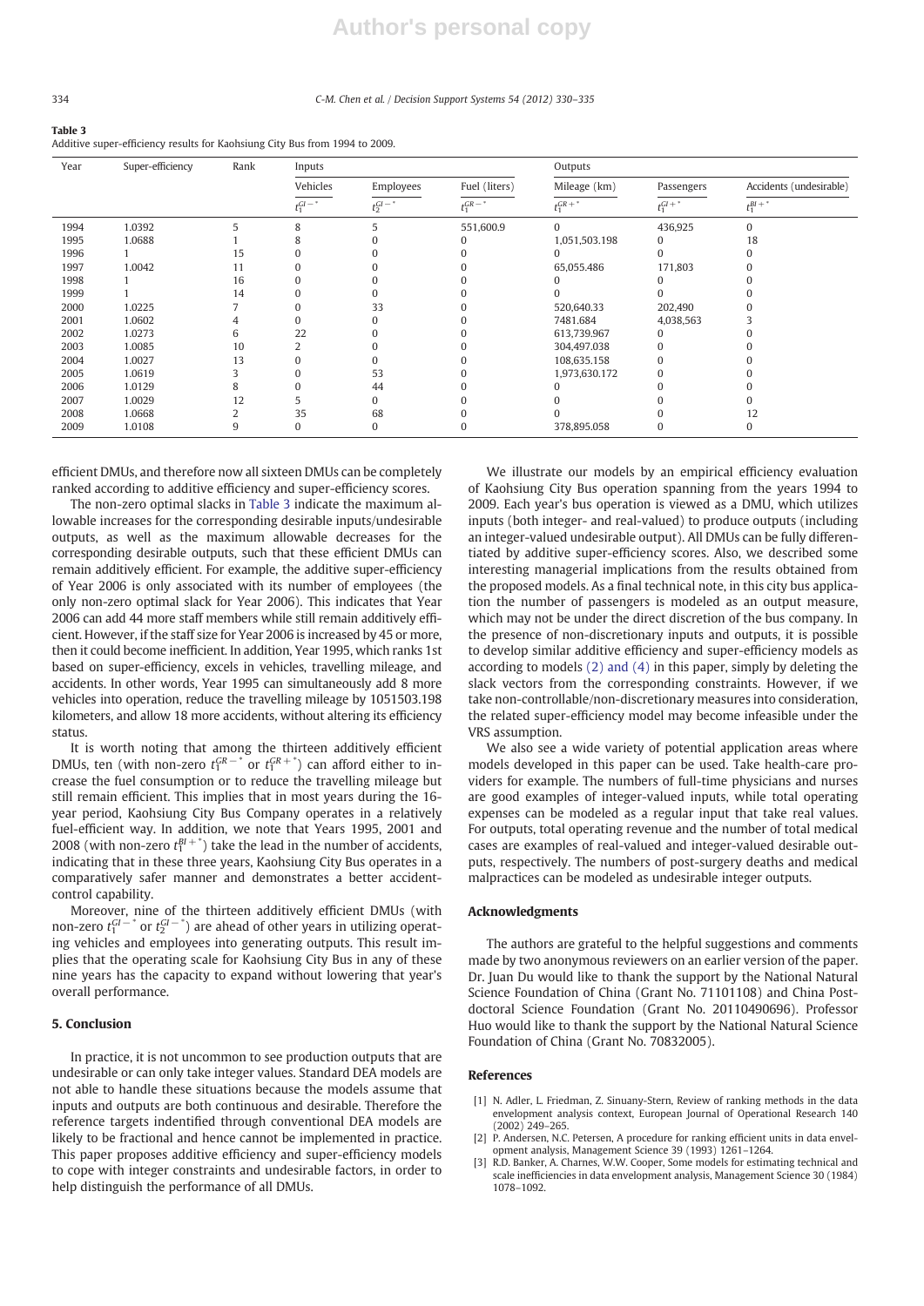**Table 3**
Additive super-efficiency results for Kaohsiung City Bus from 1994 to 2009.

| Year | Super-efficiency | Rank | Inputs | | | Outputs | | |
|---|---|---|---|---|---|---|---|---|
| | | | Vehicles | Employees | Fuel (liters) | Mileage (km) | Passengers | Accidents (undesirable) |
| | | | $t_1^{GI-*}$ | $t_2^{GI-*}$ | $t_1^{GR-*}$ | $t_1^{GR+*}$ | $t_1^{GI+*}$ | $t_1^{BI+*}$ |
| 1994 | 1.0392 | 5 | 8 | 5 | 551,600.9 | 0 | 436,925 | 0 |
| 1995 | 1.0688 | 1 | 8 | 0 | 0 | 1,051,503.198 | 0 | 18 |
| 1996 | 1 | 15 | 0 | 0 | 0 | 0 | 0 | 0 |
| 1997 | 1.0042 | 11 | 0 | 0 | 0 | 65,055.486 | 171,803 | 0 |
| 1998 | 1 | 16 | 0 | 0 | 0 | 0 | 0 | 0 |
| 1999 | 1 | 14 | 0 | 0 | 0 | 0 | 0 | 0 |
| 2000 | 1.0225 | 7 | 0 | 33 | 0 | 520,640.33 | 202,490 | 0 |
| 2001 | 1.0602 | 4 | 0 | 0 | 0 | 7481.684 | 4,038,563 | 3 |
| 2002 | 1.0273 | 6 | 22 | 0 | 0 | 613,739.967 | 0 | 0 |
| 2003 | 1.0085 | 10 | 2 | 0 | 0 | 304,497.038 | 0 | 0 |
| 2004 | 1.0027 | 13 | 0 | 0 | 0 | 108,635.158 | 0 | 0 |
| 2005 | 1.0619 | 3 | 0 | 53 | 0 | 1,973,630.172 | 0 | 0 |
| 2006 | 1.0129 | 8 | 0 | 44 | 0 | 0 | 0 | 0 |
| 2007 | 1.0029 | 12 | 5 | 0 | 0 | 0 | 0 | 0 |
| 2008 | 1.0668 | 2 | 35 | 68 | 0 | 0 | 0 | 12 |
| 2009 | 1.0108 | 9 | 0 | 0 | 0 | 378,895.058 | 0 | 0 |

efficient DMUs, and therefore now all sixteen DMUs can be completely ranked according to additive efficiency and super-efficiency scores.

The non-zero optimal slacks in Table 3 indicate the maximum allowable increases for the corresponding desirable inputs/undesirable outputs, as well as the maximum allowable decreases for the corresponding desirable outputs, such that these efficient DMUs can remain additively efficient. For example, the additive super-efficiency of Year 2006 is only associated with its number of employees (the only non-zero optimal slack for Year 2006). This indicates that Year 2006 can add 44 more staff members while still remain additively efficient. However, if the staff size for Year 2006 is increased by 45 or more, then it could become inefficient. In addition, Year 1995, which ranks 1st based on super-efficiency, excels in vehicles, travelling mileage, and accidents. In other words, Year 1995 can simultaneously add 8 more vehicles into operation, reduce the travelling mileage by 1051503.198 kilometers, and allow 18 more accidents, without altering its efficiency status.

It is worth noting that among the thirteen additively efficient DMUs, ten (with non-zero $t_1^{GR-*}$ or $t_1^{GR+*}$) can afford either to increase the fuel consumption or to reduce the travelling mileage but still remain efficient. This implies that in most years during the 16-year period, Kaohsiung City Bus Company operates in a relatively fuel-efficient way. In addition, we note that Years 1995, 2001 and 2008 (with non-zero $t_1^{BI+*}$) take the lead in the number of accidents, indicating that in these three years, Kaohsiung City Bus operates in a comparatively safer manner and demonstrates a better accident-control capability.

Moreover, nine of the thirteen additively efficient DMUs (with non-zero $t_1^{GI-*}$ or $t_2^{GI-*}$) are ahead of other years in utilizing operating vehicles and employees into generating outputs. This result implies that the operating scale for Kaohsiung City Bus in any of these nine years has the capacity to expand without lowering that year's overall performance.

## 5. Conclusion

In practice, it is not uncommon to see production outputs that are undesirable or can only take integer values. Standard DEA models are not able to handle these situations because the models assume that inputs and outputs are both continuous and desirable. Therefore the reference targets indentified through conventional DEA models are likely to be fractional and hence cannot be implemented in practice. This paper proposes additive efficiency and super-efficiency models to cope with integer constraints and undesirable factors, in order to help distinguish the performance of all DMUs.

We illustrate our models by an empirical efficiency evaluation of Kaohsiung City Bus operation spanning from the years 1994 to 2009. Each year's bus operation is viewed as a DMU, which utilizes inputs (both integer- and real-valued) to produce outputs (including an integer-valued undesirable output). All DMUs can be fully differentiated by additive super-efficiency scores. Also, we described some interesting managerial implications from the results obtained from the proposed models. As a final technical note, in this city bus application the number of passengers is modeled as an output measure, which may not be under the direct discretion of the bus company. In the presence of non-discretionary inputs and outputs, it is possible to develop similar additive efficiency and super-efficiency models as according to models (2) and (4) in this paper, simply by deleting the slack vectors from the corresponding constraints. However, if we take non-controllable/non-discretionary measures into consideration, the related super-efficiency model may become infeasible under the VRS assumption.

We also see a wide variety of potential application areas where models developed in this paper can be used. Take health-care providers for example. The numbers of full-time physicians and nurses are good examples of integer-valued inputs, while total operating expenses can be modeled as a regular input that take real values. For outputs, total operating revenue and the number of total medical cases are examples of real-valued and integer-valued desirable outputs, respectively. The numbers of post-surgery deaths and medical malpractices can be modeled as undesirable integer outputs.

## Acknowledgments

The authors are grateful to the helpful suggestions and comments made by two anonymous reviewers on an earlier version of the paper. Dr. Juan Du would like to thank the support by the National Natural Science Foundation of China (Grant No. 71101108) and China Postdoctoral Science Foundation (Grant No. 20110490696). Professor Huo would like to thank the support by the National Natural Science Foundation of China (Grant No. 70832005).

## References

[1] N. Adler, L. Friedman, Z. Sinuany-Stern, Review of ranking methods in the data envelopment analysis context, European Journal of Operational Research 140 (2002) 249–265.

[2] P. Andersen, N.C. Petersen, A procedure for ranking efficient units in data envelopment analysis, Management Science 39 (1993) 1261–1264.

[3] R.D. Banker, A. Charnes, W.W. Cooper, Some models for estimating technical and scale inefficiencies in data envelopment analysis, Management Science 30 (1984) 1078–1092.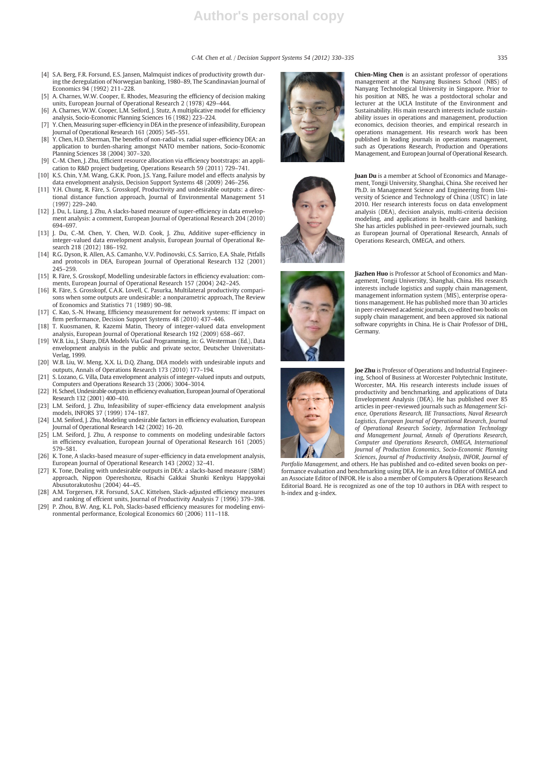[4] S.A. Berg, F.R. Forsund, E.S. Jansen, Malmquist indices of productivity growth during the deregulation of Norwegian banking, 1980–89, The Scandinavian Journal of Economics 94 (1992) 211–228.

[5] A. Charnes, W.W. Cooper, E. Rhodes, Measuring the efficiency of decision making units, European Journal of Operational Research 2 (1978) 429–444.

[6] A. Charnes, W.W. Cooper, L.M. Seiford, J. Stutz, A multiplicative model for efficiency analysis, Socio-Economic Planning Sciences 16 (1982) 223–224.

[7] Y. Chen, Measuring super-efficiency in DEA in the presence of infeasibility, European Journal of Operational Research 161 (2005) 545–551.

[8] Y. Chen, H.D. Sherman, The benefits of non-radial vs. radial super-efficiency DEA: an application to burden-sharing amongst NATO member nations, Socio-Economic Planning Sciences 38 (2004) 307–320.

[9] C.-M. Chen, J. Zhu, Efficient resource allocation via efficiency bootstraps: an application to R&D project budgeting, Operations Research 59 (2011) 729–741.

[10] K.S. Chin, Y.M. Wang, G.K.K. Poon, J.S. Yang, Failure model and effects analysis by data envelopment analysis, Decision Support Systems 48 (2009) 246–256.

[11] Y.H. Chung, R. Färe, S. Grosskopf, Productivity and undesirable outputs: a directional distance function approach, Journal of Environmental Management 51 (1997) 229–240.

[12] J. Du, L. Liang, J. Zhu, A slacks-based measure of super-efficiency in data envelopment analysis: a comment, European Journal of Operational Research 204 (2010) 694–697.

[13] J. Du, C.-M. Chen, Y. Chen, W.D. Cook, J. Zhu, Additive super-efficiency in integer-valued data envelopment analysis, European Journal of Operational Research 218 (2012) 186–192.

[14] R.G. Dyson, R. Allen, A.S. Camanho, V.V. Podinovski, C.S. Sarrico, E.A. Shale, Pitfalls and protocols in DEA, European Journal of Operational Research 132 (2001) 245–259.

[15] R. Färe, S. Grosskopf, Modelling undesirable factors in efficiency evaluation: comments, European Journal of Operational Research 157 (2004) 242–245.

[16] R. Färe, S. Grosskopf, C.A.K. Lovell, C. Pasurka, Multilateral productivity comparisons when some outputs are undesirable: a nonparametric approach, The Review of Economics and Statistics 71 (1989) 90–98.

[17] C. Kao, S.-N. Hwang, Efficiency measurement for network systems: IT impact on firm performance, Decision Support Systems 48 (2010) 437–446.

[18] T. Kuosmanen, R. Kazemi Matin, Theory of integer-valued data envelopment analysis, European Journal of Operational Research 192 (2009) 658–667.

[19] W.B. Liu, J. Sharp, DEA Models Via Goal Programming, in: G. Westerman (Ed.), Data envelopment analysis in the public and private sector, Deutscher Universitats-Verlag, 1999.

[20] W.B. Liu, W. Meng, X.X. Li, D.Q. Zhang, DEA models with undesirable inputs and outputs, Annals of Operations Research 173 (2010) 177–194.

[21] S. Lozano, G. Villa, Data envelopment analysis of integer-valued inputs and outputs, Computers and Operations Research 33 (2006) 3004–3014.

[22] H. Scheel, Undesirable outputs in efficiency evaluation, European Journal of Operational Research 132 (2001) 400–410.

[23] L.M. Seiford, J. Zhu, Infeasibility of super-efficiency data envelopment analysis models, INFORS 37 (1999) 174–187.

[24] L.M. Seiford, J. Zhu, Modeling undesirable factors in efficiency evaluation, European Journal of Operational Research 142 (2002) 16–20.

[25] L.M. Seiford, J. Zhu, A response to comments on modeling undesirable factors in efficiency evaluation, European Journal of Operational Research 161 (2005) 579–581.

[26] K. Tone, A slacks-based measure of super-efficiency in data envelopment analysis, European Journal of Operational Research 143 (2002) 32–41.

[27] K. Tone, Dealing with undesirable outputs in DEA: a slacks-based measure (SBM) approach, Nippon Opereshonzu, Risachi Gakkai Shunki Kenkyu Happyokai Abusutorakutoshu (2004) 44–45.

[28] A.M. Torgersen, F.R. Forsund, S.A.C. Kittelsen, Slack-adjusted efficiency measures and ranking of effcient units, Journal of Productivity Analysis 7 (1996) 379–398.

[29] P. Zhou, B.W. Ang, K.L. Poh, Slacks-based efficiency measures for modeling environmental performance, Ecological Economics 60 (2006) 111–118.

**Chien-Ming Chen** is an assistant professor of operations management at the Nanyang Business School (NBS) of Nanyang Technological University in Singapore. Prior to his position at NBS, he was a postdoctoral scholar and lecturer at the UCLA Institute of the Environment and Sustainability. His main research interests include sustainability issues in operations and management, production economics, decision theories, and empirical research in operations management. His research work has been published in leading journals in operations management, such as Operations Research, Production and Operations Management, and European Journal of Operational Research.

**Juan Du** is a member at School of Economics and Management, Tongji University, Shanghai, China. She received her Ph.D. in Management Science and Engineering from University of Science and Technology of China (USTC) in late 2010. Her research interests focus on data envelopment analysis (DEA), decision analysis, multi-criteria decision modeling, and applications in health-care and banking. She has articles published in peer-reviewed journals, such as European Journal of Operational Research, Annals of Operations Research, OMEGA, and others.

**Jiazhen Huo** is Professor at School of Economics and Management, Tongji University, Shanghai, China. His research interests include logistics and supply chain management, management information system (MIS), enterprise operations management. He has published more than 30 articles in peer-reviewed academic journals, co-edited two books on supply chain management, and been approved six national software copyrights in China. He is Chair Professor of DHL, Germany.

**Joe Zhu** is Professor of Operations and Industrial Engineering, School of Business at Worcester Polytechnic Institute, Worcester, MA. His research interests include issues of productivity and benchmarking, and applications of Data Envelopment Analysis (DEA). He has published over 85 articles in peer-reviewed journals such as *Management Science*, *Operations Research*, *IIE Transactions*, *Naval Research Logistics*, *European Journal of Operational Research*, *Journal of Operational Research Society*, *Information Technology and Management Journal*, *Annals of Operations Research*, *Computer and Operations Research*, *OMEGA*, *International Journal of Production Economics*, *Socio-Economic Planning Sciences*, *Journal of Productivity Analysis*, *INFOR*, *Journal of Portfolio Management*, and others. He has published and co-edited seven books on performance evaluation and benchmarking using DEA. He is an Area Editor of OMEGA and an Associate Editor of INFOR. He is also a member of Computers & Operations Research Editorial Board. He is recognized as one of the top 10 authors in DEA with respect to h-index and g-index.